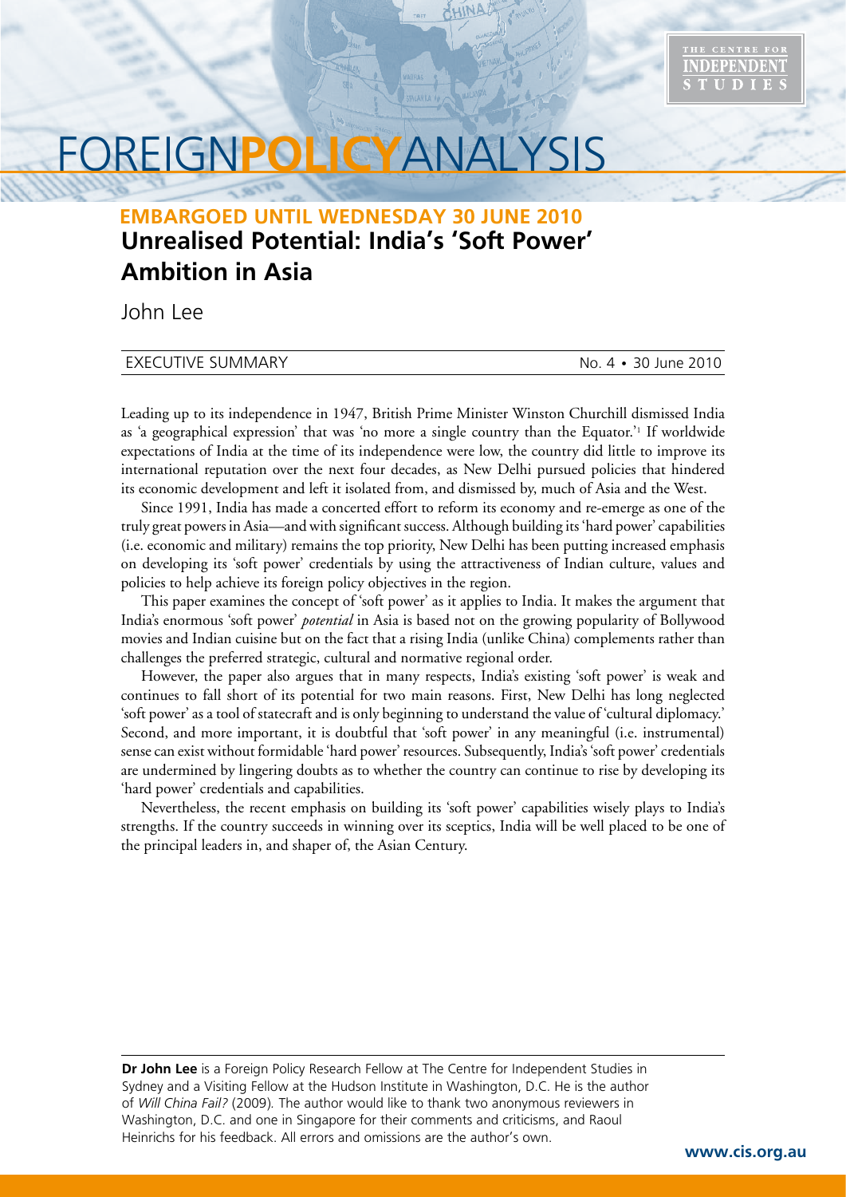# FOREIGN**POLICY**ANALYSIS

**EMBARGOED UNTIL WEDNESDAY 30 JUNE 2010**

## Unrealised Potential: India's 'Soft Power' Ambition in Asia

John Lee

EXECUTIVE SUMMARY — No. 4 • 30 June 2010

Leading up to its independence in 1947, British Prime Minister Winston Churchill dismissed India as 'a geographical expression' that was 'no more a single country than the Equator.'[1] If worldwide expectations of India at the time of its independence were low, the country did little to improve its international reputation over the next four decades, as New Delhi pursued policies that hindered its economic development and left it isolated from, and dismissed by, much of Asia and the West.

Since 1991, India has made a concerted effort to reform its economy and re-emerge as one of the truly great powers in Asia—and with significant success. Although building its 'hard power' capabilities (i.e. economic and military) remains the top priority, New Delhi has been putting increased emphasis on developing its 'soft power' credentials by using the attractiveness of Indian culture, values and policies to help achieve its foreign policy objectives in the region.

This paper examines the concept of 'soft power' as it applies to India. It makes the argument that India's enormous 'soft power' *potential* in Asia is based not on the growing popularity of Bollywood movies and Indian cuisine but on the fact that a rising India (unlike China) complements rather than challenges the preferred strategic, cultural and normative regional order.

However, the paper also argues that in many respects, India's existing 'soft power' is weak and continues to fall short of its potential for two main reasons. First, New Delhi has long neglected 'soft power' as a tool of statecraft and is only beginning to understand the value of 'cultural diplomacy.' Second, and more important, it is doubtful that 'soft power' in any meaningful (i.e. instrumental) sense can exist without formidable 'hard power' resources. Subsequently, India's 'soft power' credentials are undermined by lingering doubts as to whether the country can continue to rise by developing its 'hard power' credentials and capabilities.

Nevertheless, the recent emphasis on building its 'soft power' capabilities wisely plays to India's strengths. If the country succeeds in winning over its sceptics, India will be well placed to be one of the principal leaders in, and shaper of, the Asian Century.

---

**Dr John Lee** is a Foreign Policy Research Fellow at The Centre for Independent Studies in Sydney and a Visiting Fellow at the Hudson Institute in Washington, D.C. He is the author of *Will China Fail?* (2009). The author would like to thank two anonymous reviewers in Washington, D.C. and one in Singapore for their comments and criticisms, and Raoul Heinrichs for his feedback. All errors and omissions are the author's own.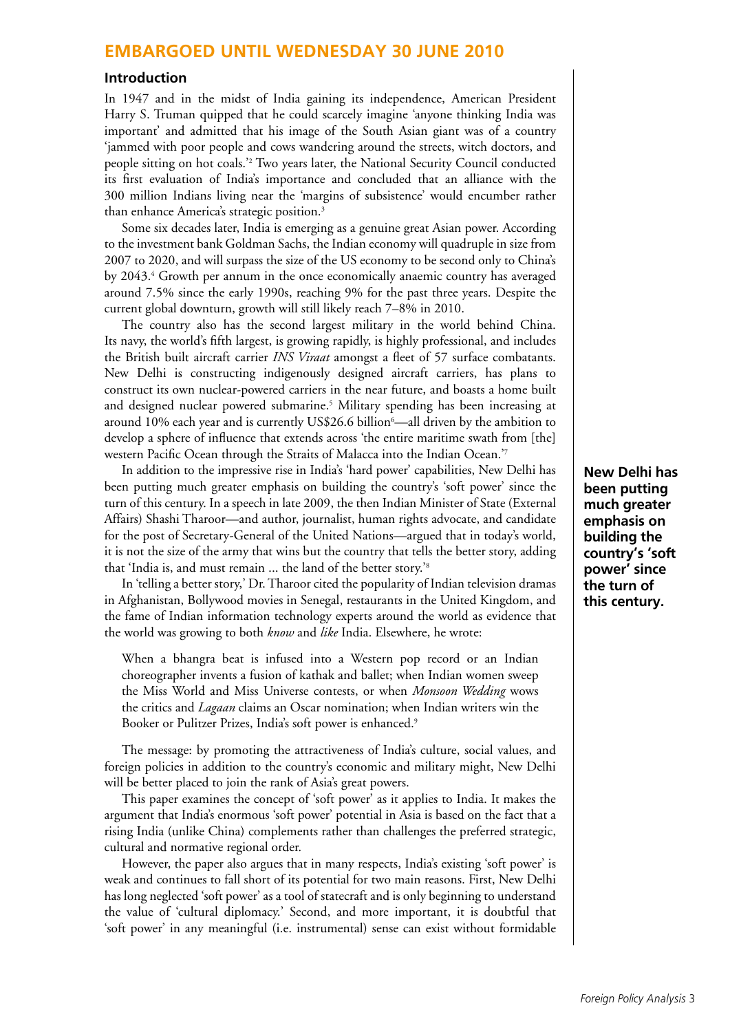**EMBARGOED UNTIL WEDNESDAY 30 JUNE 2010**

## Introduction

In 1947 and in the midst of India gaining its independence, American President Harry S. Truman quipped that he could scarcely imagine 'anyone thinking India was important' and admitted that his image of the South Asian giant was of a country 'jammed with poor people and cows wandering around the streets, witch doctors, and people sitting on hot coals.'[2] Two years later, the National Security Council conducted its first evaluation of India's importance and concluded that an alliance with the 300 million Indians living near the 'margins of subsistence' would encumber rather than enhance America's strategic position.[3]

Some six decades later, India is emerging as a genuine great Asian power. According to the investment bank Goldman Sachs, the Indian economy will quadruple in size from 2007 to 2020, and will surpass the size of the US economy to be second only to China's by 2043.[4] Growth per annum in the once economically anaemic country has averaged around 7.5% since the early 1990s, reaching 9% for the past three years. Despite the current global downturn, growth will still likely reach 7–8% in 2010.

The country also has the second largest military in the world behind China. Its navy, the world's fifth largest, is growing rapidly, is highly professional, and includes the British built aircraft carrier *INS Viraat* amongst a fleet of 57 surface combatants. New Delhi is constructing indigenously designed aircraft carriers, has plans to construct its own nuclear-powered carriers in the near future, and boasts a home built and designed nuclear powered submarine.[5] Military spending has been increasing at around 10% each year and is currently US$26.6 billion[6]—all driven by the ambition to develop a sphere of influence that extends across 'the entire maritime swath from [the] western Pacific Ocean through the Straits of Malacca into the Indian Ocean.'[7]

In addition to the impressive rise in India's 'hard power' capabilities, New Delhi has been putting much greater emphasis on building the country's 'soft power' since the turn of this century. In a speech in late 2009, the then Indian Minister of State (External Affairs) Shashi Tharoor—and author, journalist, human rights advocate, and candidate for the post of Secretary-General of the United Nations—argued that in today's world, it is not the size of the army that wins but the country that tells the better story, adding that 'India is, and must remain ... the land of the better story.'[8]

**New Delhi has been putting much greater emphasis on building the country's 'soft power' since the turn of this century.**

In 'telling a better story,' Dr. Tharoor cited the popularity of Indian television dramas in Afghanistan, Bollywood movies in Senegal, restaurants in the United Kingdom, and the fame of Indian information technology experts around the world as evidence that the world was growing to both *know* and *like* India. Elsewhere, he wrote:

> When a bhangra beat is infused into a Western pop record or an Indian choreographer invents a fusion of kathak and ballet; when Indian women sweep the Miss World and Miss Universe contests, or when *Monsoon Wedding* wows the critics and *Lagaan* claims an Oscar nomination; when Indian writers win the Booker or Pulitzer Prizes, India's soft power is enhanced.[9]

The message: by promoting the attractiveness of India's culture, social values, and foreign policies in addition to the country's economic and military might, New Delhi will be better placed to join the rank of Asia's great powers.

This paper examines the concept of 'soft power' as it applies to India. It makes the argument that India's enormous 'soft power' potential in Asia is based on the fact that a rising India (unlike China) complements rather than challenges the preferred strategic, cultural and normative regional order.

However, the paper also argues that in many respects, India's existing 'soft power' is weak and continues to fall short of its potential for two main reasons. First, New Delhi has long neglected 'soft power' as a tool of statecraft and is only beginning to understand the value of 'cultural diplomacy.' Second, and more important, it is doubtful that 'soft power' in any meaningful (i.e. instrumental) sense can exist without formidable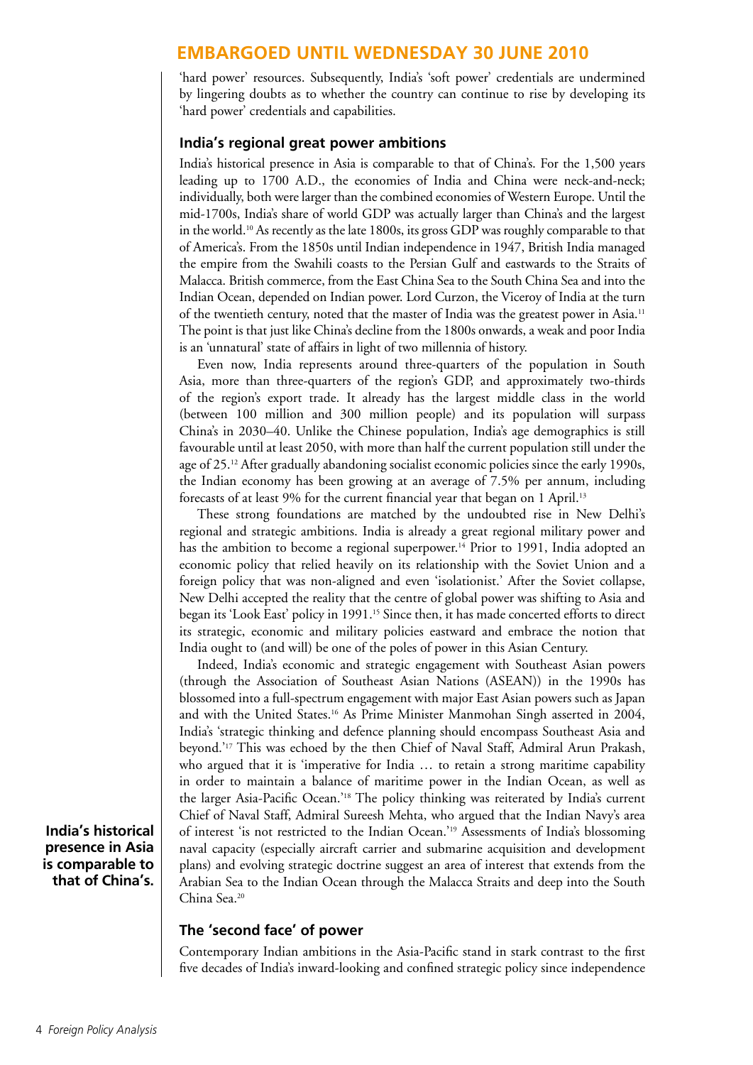'hard power' resources. Subsequently, India's 'soft power' credentials are undermined by lingering doubts as to whether the country can continue to rise by developing its 'hard power' credentials and capabilities.

### India's regional great power ambitions

India's historical presence in Asia is comparable to that of China's. For the 1,500 years leading up to 1700 A.D., the economies of India and China were neck-and-neck; individually, both were larger than the combined economies of Western Europe. Until the mid-1700s, India's share of world GDP was actually larger than China's and the largest in the world.[10] As recently as the late 1800s, its gross GDP was roughly comparable to that of America's. From the 1850s until Indian independence in 1947, British India managed the empire from the Swahili coasts to the Persian Gulf and eastwards to the Straits of Malacca. British commerce, from the East China Sea to the South China Sea and into the Indian Ocean, depended on Indian power. Lord Curzon, the Viceroy of India at the turn of the twentieth century, noted that the master of India was the greatest power in Asia.[11] The point is that just like China's decline from the 1800s onwards, a weak and poor India is an 'unnatural' state of affairs in light of two millennia of history.

Even now, India represents around three-quarters of the population in South Asia, more than three-quarters of the region's GDP, and approximately two-thirds of the region's export trade. It already has the largest middle class in the world (between 100 million and 300 million people) and its population will surpass China's in 2030–40. Unlike the Chinese population, India's age demographics is still favourable until at least 2050, with more than half the current population still under the age of 25.[12] After gradually abandoning socialist economic policies since the early 1990s, the Indian economy has been growing at an average of 7.5% per annum, including forecasts of at least 9% for the current financial year that began on 1 April.[13]

These strong foundations are matched by the undoubted rise in New Delhi's regional and strategic ambitions. India is already a great regional military power and has the ambition to become a regional superpower.[14] Prior to 1991, India adopted an economic policy that relied heavily on its relationship with the Soviet Union and a foreign policy that was non-aligned and even 'isolationist.' After the Soviet collapse, New Delhi accepted the reality that the centre of global power was shifting to Asia and began its 'Look East' policy in 1991.[15] Since then, it has made concerted efforts to direct its strategic, economic and military policies eastward and embrace the notion that India ought to (and will) be one of the poles of power in this Asian Century.

Indeed, India's economic and strategic engagement with Southeast Asian powers (through the Association of Southeast Asian Nations (ASEAN)) in the 1990s has blossomed into a full-spectrum engagement with major East Asian powers such as Japan and with the United States.[16] As Prime Minister Manmohan Singh asserted in 2004, India's 'strategic thinking and defence planning should encompass Southeast Asia and beyond.'[17] This was echoed by the then Chief of Naval Staff, Admiral Arun Prakash, who argued that it is 'imperative for India … to retain a strong maritime capability in order to maintain a balance of maritime power in the Indian Ocean, as well as the larger Asia-Pacific Ocean.'[18] The policy thinking was reiterated by India's current Chief of Naval Staff, Admiral Sureesh Mehta, who argued that the Indian Navy's area of interest 'is not restricted to the Indian Ocean.'[19] Assessments of India's blossoming naval capacity (especially aircraft carrier and submarine acquisition and development plans) and evolving strategic doctrine suggest an area of interest that extends from the Arabian Sea to the Indian Ocean through the Malacca Straits and deep into the South China Sea.[20]

**India's historical presence in Asia is comparable to that of China's.**

### The 'second face' of power

Contemporary Indian ambitions in the Asia-Pacific stand in stark contrast to the first five decades of India's inward-looking and confined strategic policy since independence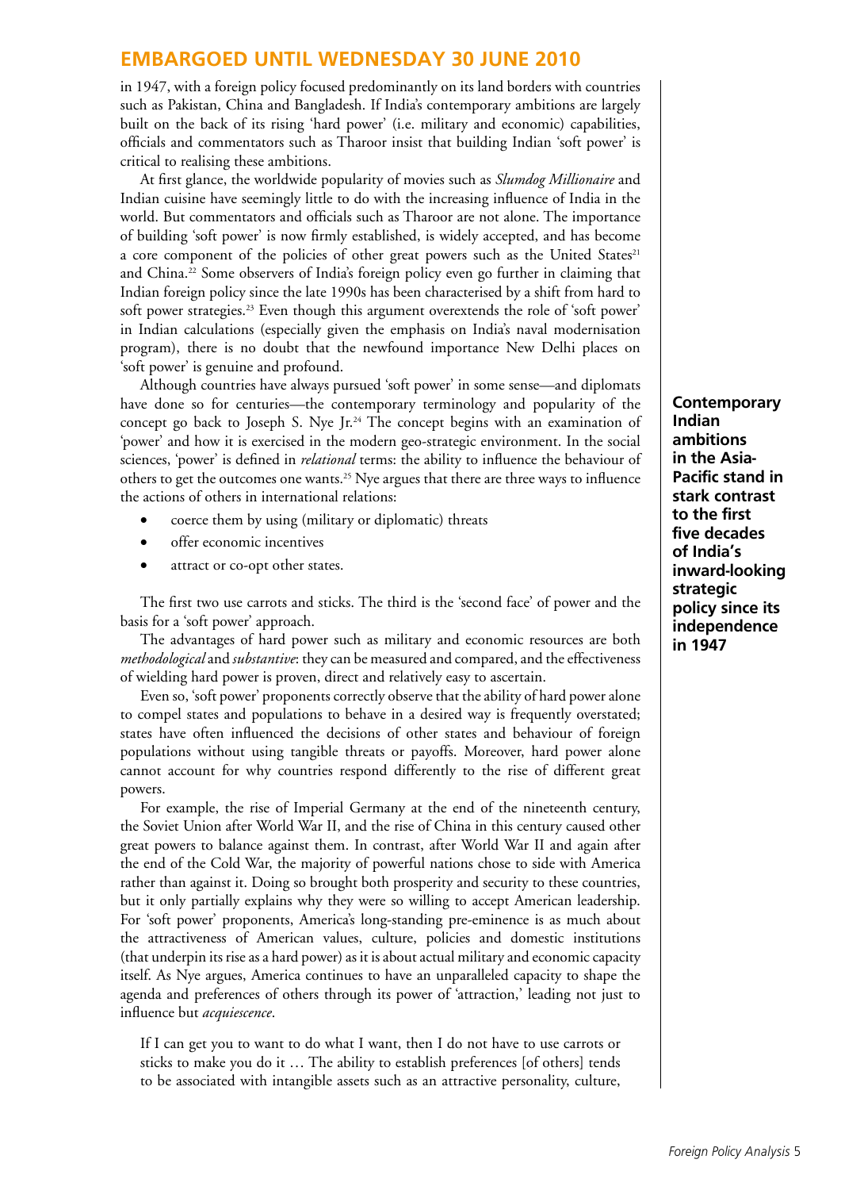in 1947, with a foreign policy focused predominantly on its land borders with countries such as Pakistan, China and Bangladesh. If India's contemporary ambitions are largely built on the back of its rising 'hard power' (i.e. military and economic) capabilities, officials and commentators such as Tharoor insist that building Indian 'soft power' is critical to realising these ambitions.

At first glance, the worldwide popularity of movies such as *Slumdog Millionaire* and Indian cuisine have seemingly little to do with the increasing influence of India in the world. But commentators and officials such as Tharoor are not alone. The importance of building 'soft power' is now firmly established, is widely accepted, and has become a core component of the policies of other great powers such as the United States[21] and China.[22] Some observers of India's foreign policy even go further in claiming that Indian foreign policy since the late 1990s has been characterised by a shift from hard to soft power strategies.[23] Even though this argument overextends the role of 'soft power' in Indian calculations (especially given the emphasis on India's naval modernisation program), there is no doubt that the newfound importance New Delhi places on 'soft power' is genuine and profound.

**Contemporary Indian ambitions in the Asia-Pacific stand in stark contrast to the first five decades of India's inward-looking strategic policy since its independence in 1947**

Although countries have always pursued 'soft power' in some sense—and diplomats have done so for centuries—the contemporary terminology and popularity of the concept go back to Joseph S. Nye Jr.[24] The concept begins with an examination of 'power' and how it is exercised in the modern geo-strategic environment. In the social sciences, 'power' is defined in *relational* terms: the ability to influence the behaviour of others to get the outcomes one wants.[25] Nye argues that there are three ways to influence the actions of others in international relations:

- coerce them by using (military or diplomatic) threats
- offer economic incentives
- attract or co-opt other states.

The first two use carrots and sticks. The third is the 'second face' of power and the basis for a 'soft power' approach.

The advantages of hard power such as military and economic resources are both *methodological* and *substantive*: they can be measured and compared, and the effectiveness of wielding hard power is proven, direct and relatively easy to ascertain.

Even so, 'soft power' proponents correctly observe that the ability of hard power alone to compel states and populations to behave in a desired way is frequently overstated; states have often influenced the decisions of other states and behaviour of foreign populations without using tangible threats or payoffs. Moreover, hard power alone cannot account for why countries respond differently to the rise of different great powers.

For example, the rise of Imperial Germany at the end of the nineteenth century, the Soviet Union after World War II, and the rise of China in this century caused other great powers to balance against them. In contrast, after World War II and again after the end of the Cold War, the majority of powerful nations chose to side with America rather than against it. Doing so brought both prosperity and security to these countries, but it only partially explains why they were so willing to accept American leadership. For 'soft power' proponents, America's long-standing pre-eminence is as much about the attractiveness of American values, culture, policies and domestic institutions (that underpin its rise as a hard power) as it is about actual military and economic capacity itself. As Nye argues, America continues to have an unparalleled capacity to shape the agenda and preferences of others through its power of 'attraction,' leading not just to influence but *acquiescence*.

> If I can get you to want to do what I want, then I do not have to use carrots or sticks to make you do it … The ability to establish preferences [of others] tends to be associated with intangible assets such as an attractive personality, culture,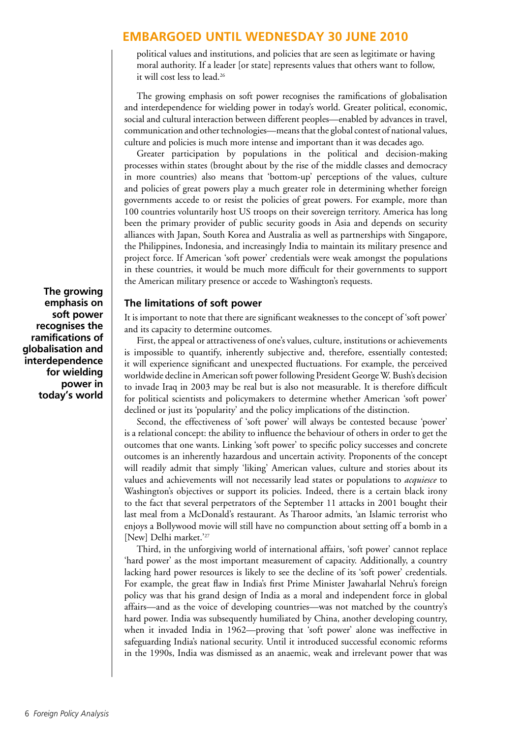political values and institutions, and policies that are seen as legitimate or having moral authority. If a leader [or state] represents values that others want to follow, it will cost less to lead.[26]

The growing emphasis on soft power recognises the ramifications of globalisation and interdependence for wielding power in today's world. Greater political, economic, social and cultural interaction between different peoples—enabled by advances in travel, communication and other technologies—means that the global contest of national values, culture and policies is much more intense and important than it was decades ago.

Greater participation by populations in the political and decision-making processes within states (brought about by the rise of the middle classes and democracy in more countries) also means that 'bottom-up' perceptions of the values, culture and policies of great powers play a much greater role in determining whether foreign governments accede to or resist the policies of great powers. For example, more than 100 countries voluntarily host US troops on their sovereign territory. America has long been the primary provider of public security goods in Asia and depends on security alliances with Japan, South Korea and Australia as well as partnerships with Singapore, the Philippines, Indonesia, and increasingly India to maintain its military presence and project force. If American 'soft power' credentials were weak amongst the populations in these countries, it would be much more difficult for their governments to support the American military presence or accede to Washington's requests.

**The growing emphasis on soft power recognises the ramifications of globalisation and interdependence for wielding power in today's world**

## The limitations of soft power

It is important to note that there are significant weaknesses to the concept of 'soft power' and its capacity to determine outcomes.

First, the appeal or attractiveness of one's values, culture, institutions or achievements is impossible to quantify, inherently subjective and, therefore, essentially contested; it will experience significant and unexpected fluctuations. For example, the perceived worldwide decline in American soft power following President George W. Bush's decision to invade Iraq in 2003 may be real but is also not measurable. It is therefore difficult for political scientists and policymakers to determine whether American 'soft power' declined or just its 'popularity' and the policy implications of the distinction.

Second, the effectiveness of 'soft power' will always be contested because 'power' is a relational concept: the ability to influence the behaviour of others in order to get the outcomes that one wants. Linking 'soft power' to specific policy successes and concrete outcomes is an inherently hazardous and uncertain activity. Proponents of the concept will readily admit that simply 'liking' American values, culture and stories about its values and achievements will not necessarily lead states or populations to *acquiesce* to Washington's objectives or support its policies. Indeed, there is a certain black irony to the fact that several perpetrators of the September 11 attacks in 2001 bought their last meal from a McDonald's restaurant. As Tharoor admits, 'an Islamic terrorist who enjoys a Bollywood movie will still have no compunction about setting off a bomb in a [New] Delhi market.'[27]

Third, in the unforgiving world of international affairs, 'soft power' cannot replace 'hard power' as the most important measurement of capacity. Additionally, a country lacking hard power resources is likely to see the decline of its 'soft power' credentials. For example, the great flaw in India's first Prime Minister Jawaharlal Nehru's foreign policy was that his grand design of India as a moral and independent force in global affairs—and as the voice of developing countries—was not matched by the country's hard power. India was subsequently humiliated by China, another developing country, when it invaded India in 1962—proving that 'soft power' alone was ineffective in safeguarding India's national security. Until it introduced successful economic reforms in the 1990s, India was dismissed as an anaemic, weak and irrelevant power that was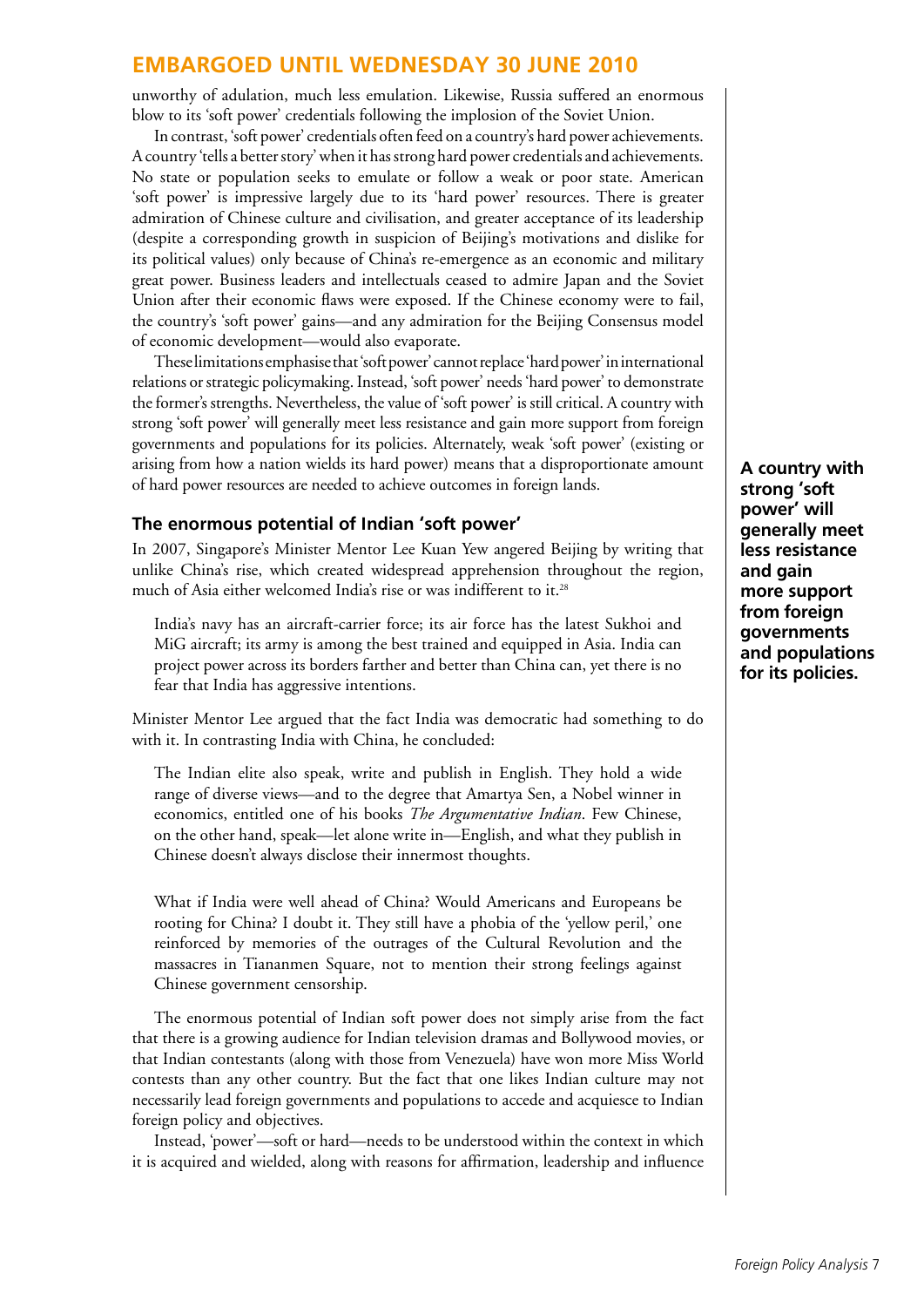unworthy of adulation, much less emulation. Likewise, Russia suffered an enormous blow to its 'soft power' credentials following the implosion of the Soviet Union.

In contrast, 'soft power' credentials often feed on a country's hard power achievements. A country 'tells a better story' when it has strong hard power credentials and achievements. No state or population seeks to emulate or follow a weak or poor state. American 'soft power' is impressive largely due to its 'hard power' resources. There is greater admiration of Chinese culture and civilisation, and greater acceptance of its leadership (despite a corresponding growth in suspicion of Beijing's motivations and dislike for its political values) only because of China's re-emergence as an economic and military great power. Business leaders and intellectuals ceased to admire Japan and the Soviet Union after their economic flaws were exposed. If the Chinese economy were to fail, the country's 'soft power' gains—and any admiration for the Beijing Consensus model of economic development—would also evaporate.

These limitations emphasise that 'soft power' cannot replace 'hard power' in international relations or strategic policymaking. Instead, 'soft power' needs 'hard power' to demonstrate the former's strengths. Nevertheless, the value of 'soft power' is still critical. A country with strong 'soft power' will generally meet less resistance and gain more support from foreign governments and populations for its policies. Alternately, weak 'soft power' (existing or arising from how a nation wields its hard power) means that a disproportionate amount of hard power resources are needed to achieve outcomes in foreign lands.

**A country with strong 'soft power' will generally meet less resistance and gain more support from foreign governments and populations for its policies.**

## The enormous potential of Indian 'soft power'

In 2007, Singapore's Minister Mentor Lee Kuan Yew angered Beijing by writing that unlike China's rise, which created widespread apprehension throughout the region, much of Asia either welcomed India's rise or was indifferent to it.[28]

> India's navy has an aircraft-carrier force; its air force has the latest Sukhoi and MiG aircraft; its army is among the best trained and equipped in Asia. India can project power across its borders farther and better than China can, yet there is no fear that India has aggressive intentions.

Minister Mentor Lee argued that the fact India was democratic had something to do with it. In contrasting India with China, he concluded:

> The Indian elite also speak, write and publish in English. They hold a wide range of diverse views—and to the degree that Amartya Sen, a Nobel winner in economics, entitled one of his books *The Argumentative Indian*. Few Chinese, on the other hand, speak—let alone write in—English, and what they publish in Chinese doesn't always disclose their innermost thoughts.
>
> What if India were well ahead of China? Would Americans and Europeans be rooting for China? I doubt it. They still have a phobia of the 'yellow peril,' one reinforced by memories of the outrages of the Cultural Revolution and the massacres in Tiananmen Square, not to mention their strong feelings against Chinese government censorship.

The enormous potential of Indian soft power does not simply arise from the fact that there is a growing audience for Indian television dramas and Bollywood movies, or that Indian contestants (along with those from Venezuela) have won more Miss World contests than any other country. But the fact that one likes Indian culture may not necessarily lead foreign governments and populations to accede and acquiesce to Indian foreign policy and objectives.

Instead, 'power'—soft or hard—needs to be understood within the context in which it is acquired and wielded, along with reasons for affirmation, leadership and influence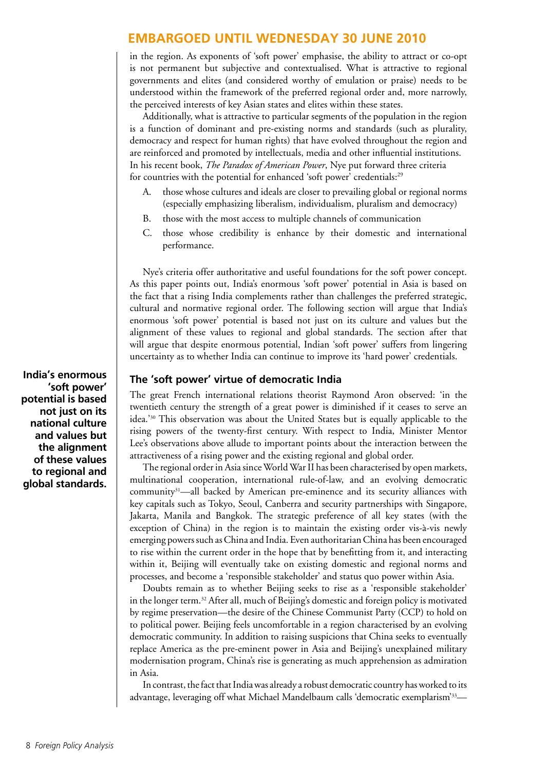in the region. As exponents of 'soft power' emphasise, the ability to attract or co-opt is not permanent but subjective and contextualised. What is attractive to regional governments and elites (and considered worthy of emulation or praise) needs to be understood within the framework of the preferred regional order and, more narrowly, the perceived interests of key Asian states and elites within these states.

Additionally, what is attractive to particular segments of the population in the region is a function of dominant and pre-existing norms and standards (such as plurality, democracy and respect for human rights) that have evolved throughout the region and are reinforced and promoted by intellectuals, media and other influential institutions. In his recent book, *The Paradox of American Power*, Nye put forward three criteria for countries with the potential for enhanced 'soft power' credentials:[29]

A. those whose cultures and ideals are closer to prevailing global or regional norms (especially emphasizing liberalism, individualism, pluralism and democracy)

B. those with the most access to multiple channels of communication

C. those whose credibility is enhance by their domestic and international performance.

Nye's criteria offer authoritative and useful foundations for the soft power concept. As this paper points out, India's enormous 'soft power' potential in Asia is based on the fact that a rising India complements rather than challenges the preferred strategic, cultural and normative regional order. The following section will argue that India's enormous 'soft power' potential is based not just on its culture and values but the alignment of these values to regional and global standards. The section after that will argue that despite enormous potential, Indian 'soft power' suffers from lingering uncertainty as to whether India can continue to improve its 'hard power' credentials.

**India's enormous 'soft power' potential is based not just on its national culture and values but the alignment of these values to regional and global standards.**

## The 'soft power' virtue of democratic India

The great French international relations theorist Raymond Aron observed: 'in the twentieth century the strength of a great power is diminished if it ceases to serve an idea.'[30] This observation was about the United States but is equally applicable to the rising powers of the twenty-first century. With respect to India, Minister Mentor Lee's observations above allude to important points about the interaction between the attractiveness of a rising power and the existing regional and global order.

The regional order in Asia since World War II has been characterised by open markets, multinational cooperation, international rule-of-law, and an evolving democratic community[31]—all backed by American pre-eminence and its security alliances with key capitals such as Tokyo, Seoul, Canberra and security partnerships with Singapore, Jakarta, Manila and Bangkok. The strategic preference of all key states (with the exception of China) in the region is to maintain the existing order vis-à-vis newly emerging powers such as China and India. Even authoritarian China has been encouraged to rise within the current order in the hope that by benefitting from it, and interacting within it, Beijing will eventually take on existing domestic and regional norms and processes, and become a 'responsible stakeholder' and status quo power within Asia.

Doubts remain as to whether Beijing seeks to rise as a 'responsible stakeholder' in the longer term.[32] After all, much of Beijing's domestic and foreign policy is motivated by regime preservation—the desire of the Chinese Communist Party (CCP) to hold on to political power. Beijing feels uncomfortable in a region characterised by an evolving democratic community. In addition to raising suspicions that China seeks to eventually replace America as the pre-eminent power in Asia and Beijing's unexplained military modernisation program, China's rise is generating as much apprehension as admiration in Asia.

In contrast, the fact that India was already a robust democratic country has worked to its advantage, leveraging off what Michael Mandelbaum calls 'democratic exemplarism'[33]—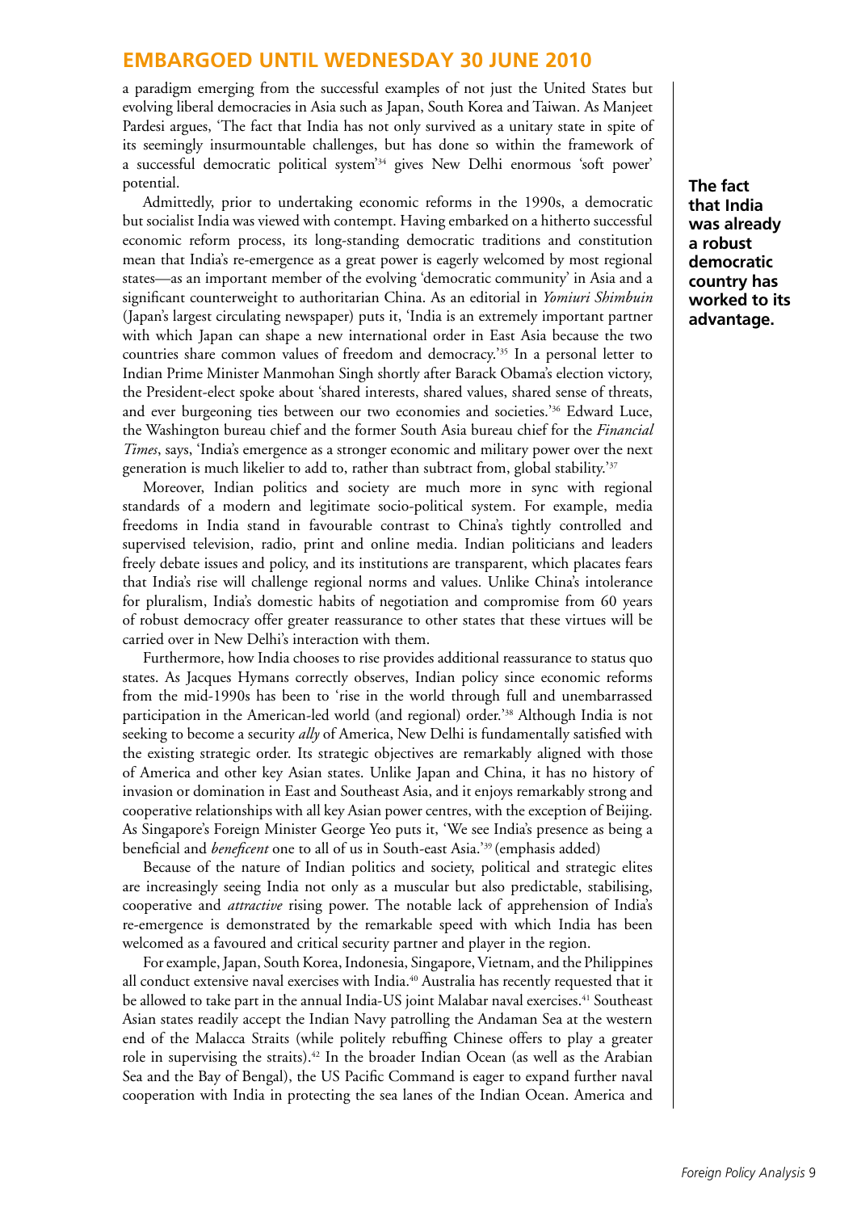a paradigm emerging from the successful examples of not just the United States but evolving liberal democracies in Asia such as Japan, South Korea and Taiwan. As Manjeet Pardesi argues, 'The fact that India has not only survived as a unitary state in spite of its seemingly insurmountable challenges, but has done so within the framework of a successful democratic political system'[34] gives New Delhi enormous 'soft power' potential.

Admittedly, prior to undertaking economic reforms in the 1990s, a democratic but socialist India was viewed with contempt. Having embarked on a hitherto successful economic reform process, its long-standing democratic traditions and constitution mean that India's re-emergence as a great power is eagerly welcomed by most regional states—as an important member of the evolving 'democratic community' in Asia and a significant counterweight to authoritarian China. As an editorial in *Yomiuri Shimbuin* (Japan's largest circulating newspaper) puts it, 'India is an extremely important partner with which Japan can shape a new international order in East Asia because the two countries share common values of freedom and democracy.'[35] In a personal letter to Indian Prime Minister Manmohan Singh shortly after Barack Obama's election victory, the President-elect spoke about 'shared interests, shared values, shared sense of threats, and ever burgeoning ties between our two economies and societies.'[36] Edward Luce, the Washington bureau chief and the former South Asia bureau chief for the *Financial Times*, says, 'India's emergence as a stronger economic and military power over the next generation is much likelier to add to, rather than subtract from, global stability.'[37]

**The fact that India was already a robust democratic country has worked to its advantage.**

Moreover, Indian politics and society are much more in sync with regional standards of a modern and legitimate socio-political system. For example, media freedoms in India stand in favourable contrast to China's tightly controlled and supervised television, radio, print and online media. Indian politicians and leaders freely debate issues and policy, and its institutions are transparent, which placates fears that India's rise will challenge regional norms and values. Unlike China's intolerance for pluralism, India's domestic habits of negotiation and compromise from 60 years of robust democracy offer greater reassurance to other states that these virtues will be carried over in New Delhi's interaction with them.

Furthermore, how India chooses to rise provides additional reassurance to status quo states. As Jacques Hymans correctly observes, Indian policy since economic reforms from the mid-1990s has been to 'rise in the world through full and unembarrassed participation in the American-led world (and regional) order.'[38] Although India is not seeking to become a security *ally* of America, New Delhi is fundamentally satisfied with the existing strategic order. Its strategic objectives are remarkably aligned with those of America and other key Asian states. Unlike Japan and China, it has no history of invasion or domination in East and Southeast Asia, and it enjoys remarkably strong and cooperative relationships with all key Asian power centres, with the exception of Beijing. As Singapore's Foreign Minister George Yeo puts it, 'We see India's presence as being a beneficial and *beneficent* one to all of us in South-east Asia.'[39] (emphasis added)

Because of the nature of Indian politics and society, political and strategic elites are increasingly seeing India not only as a muscular but also predictable, stabilising, cooperative and *attractive* rising power. The notable lack of apprehension of India's re-emergence is demonstrated by the remarkable speed with which India has been welcomed as a favoured and critical security partner and player in the region.

For example, Japan, South Korea, Indonesia, Singapore, Vietnam, and the Philippines all conduct extensive naval exercises with India.[40] Australia has recently requested that it be allowed to take part in the annual India-US joint Malabar naval exercises.[41] Southeast Asian states readily accept the Indian Navy patrolling the Andaman Sea at the western end of the Malacca Straits (while politely rebuffing Chinese offers to play a greater role in supervising the straits).[42] In the broader Indian Ocean (as well as the Arabian Sea and the Bay of Bengal), the US Pacific Command is eager to expand further naval cooperation with India in protecting the sea lanes of the Indian Ocean. America and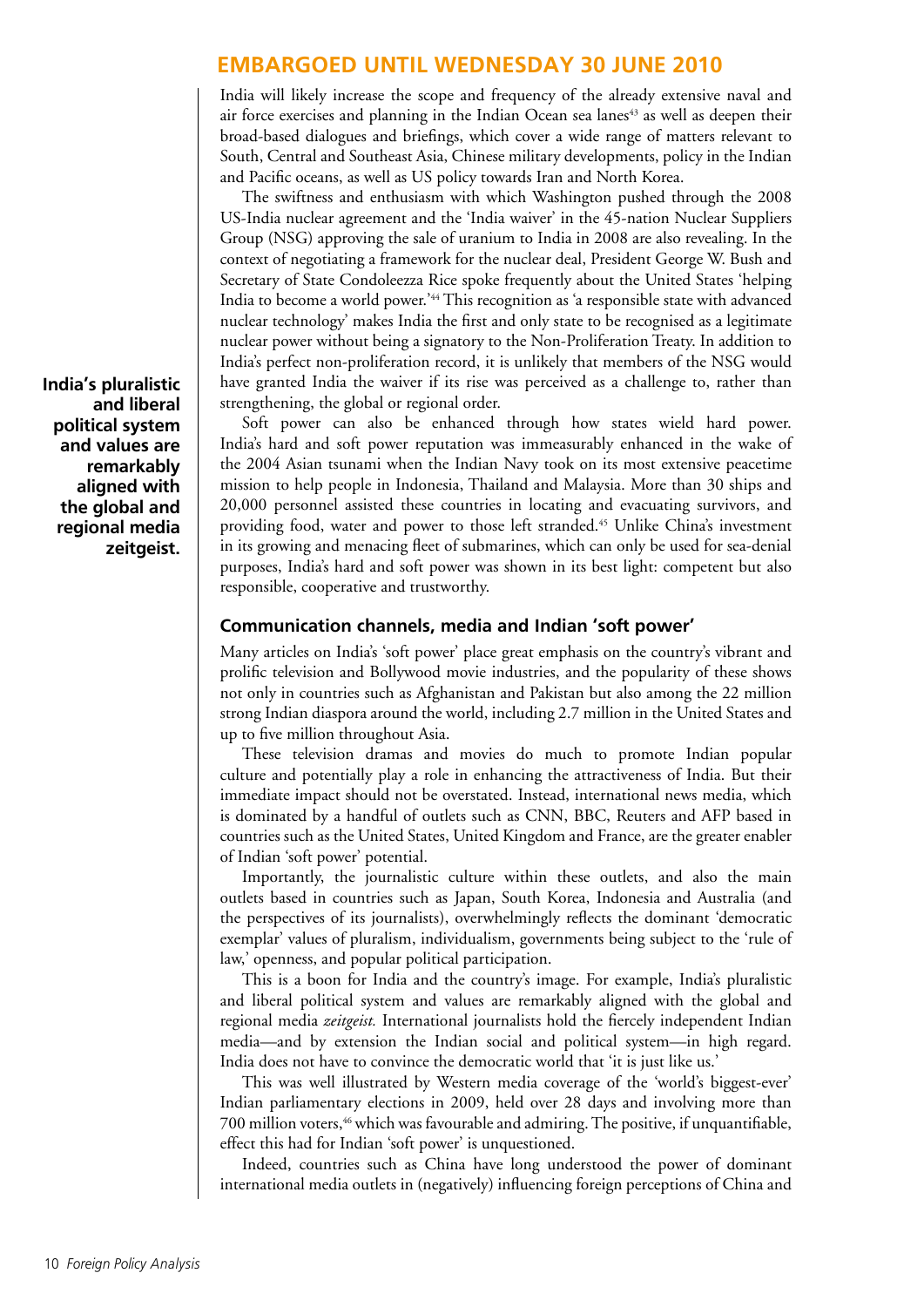India will likely increase the scope and frequency of the already extensive naval and air force exercises and planning in the Indian Ocean sea lanes[43] as well as deepen their broad-based dialogues and briefings, which cover a wide range of matters relevant to South, Central and Southeast Asia, Chinese military developments, policy in the Indian and Pacific oceans, as well as US policy towards Iran and North Korea.

The swiftness and enthusiasm with which Washington pushed through the 2008 US-India nuclear agreement and the 'India waiver' in the 45-nation Nuclear Suppliers Group (NSG) approving the sale of uranium to India in 2008 are also revealing. In the context of negotiating a framework for the nuclear deal, President George W. Bush and Secretary of State Condoleezza Rice spoke frequently about the United States 'helping India to become a world power.'[44] This recognition as 'a responsible state with advanced nuclear technology' makes India the first and only state to be recognised as a legitimate nuclear power without being a signatory to the Non-Proliferation Treaty. In addition to India's perfect non-proliferation record, it is unlikely that members of the NSG would have granted India the waiver if its rise was perceived as a challenge to, rather than strengthening, the global or regional order.

Soft power can also be enhanced through how states wield hard power. India's hard and soft power reputation was immeasurably enhanced in the wake of the 2004 Asian tsunami when the Indian Navy took on its most extensive peacetime mission to help people in Indonesia, Thailand and Malaysia. More than 30 ships and 20,000 personnel assisted these countries in locating and evacuating survivors, and providing food, water and power to those left stranded.[45] Unlike China's investment in its growing and menacing fleet of submarines, which can only be used for sea-denial purposes, India's hard and soft power was shown in its best light: competent but also responsible, cooperative and trustworthy.

**India's pluralistic and liberal political system and values are remarkably aligned with the global and regional media zeitgeist.**

## Communication channels, media and Indian 'soft power'

Many articles on India's 'soft power' place great emphasis on the country's vibrant and prolific television and Bollywood movie industries, and the popularity of these shows not only in countries such as Afghanistan and Pakistan but also among the 22 million strong Indian diaspora around the world, including 2.7 million in the United States and up to five million throughout Asia.

These television dramas and movies do much to promote Indian popular culture and potentially play a role in enhancing the attractiveness of India. But their immediate impact should not be overstated. Instead, international news media, which is dominated by a handful of outlets such as CNN, BBC, Reuters and AFP based in countries such as the United States, United Kingdom and France, are the greater enabler of Indian 'soft power' potential.

Importantly, the journalistic culture within these outlets, and also the main outlets based in countries such as Japan, South Korea, Indonesia and Australia (and the perspectives of its journalists), overwhelmingly reflects the dominant 'democratic exemplar' values of pluralism, individualism, governments being subject to the 'rule of law,' openness, and popular political participation.

This is a boon for India and the country's image. For example, India's pluralistic and liberal political system and values are remarkably aligned with the global and regional media *zeitgeist.* International journalists hold the fiercely independent Indian media—and by extension the Indian social and political system—in high regard. India does not have to convince the democratic world that 'it is just like us.'

This was well illustrated by Western media coverage of the 'world's biggest-ever' Indian parliamentary elections in 2009, held over 28 days and involving more than 700 million voters,[46] which was favourable and admiring. The positive, if unquantifiable, effect this had for Indian 'soft power' is unquestioned.

Indeed, countries such as China have long understood the power of dominant international media outlets in (negatively) influencing foreign perceptions of China and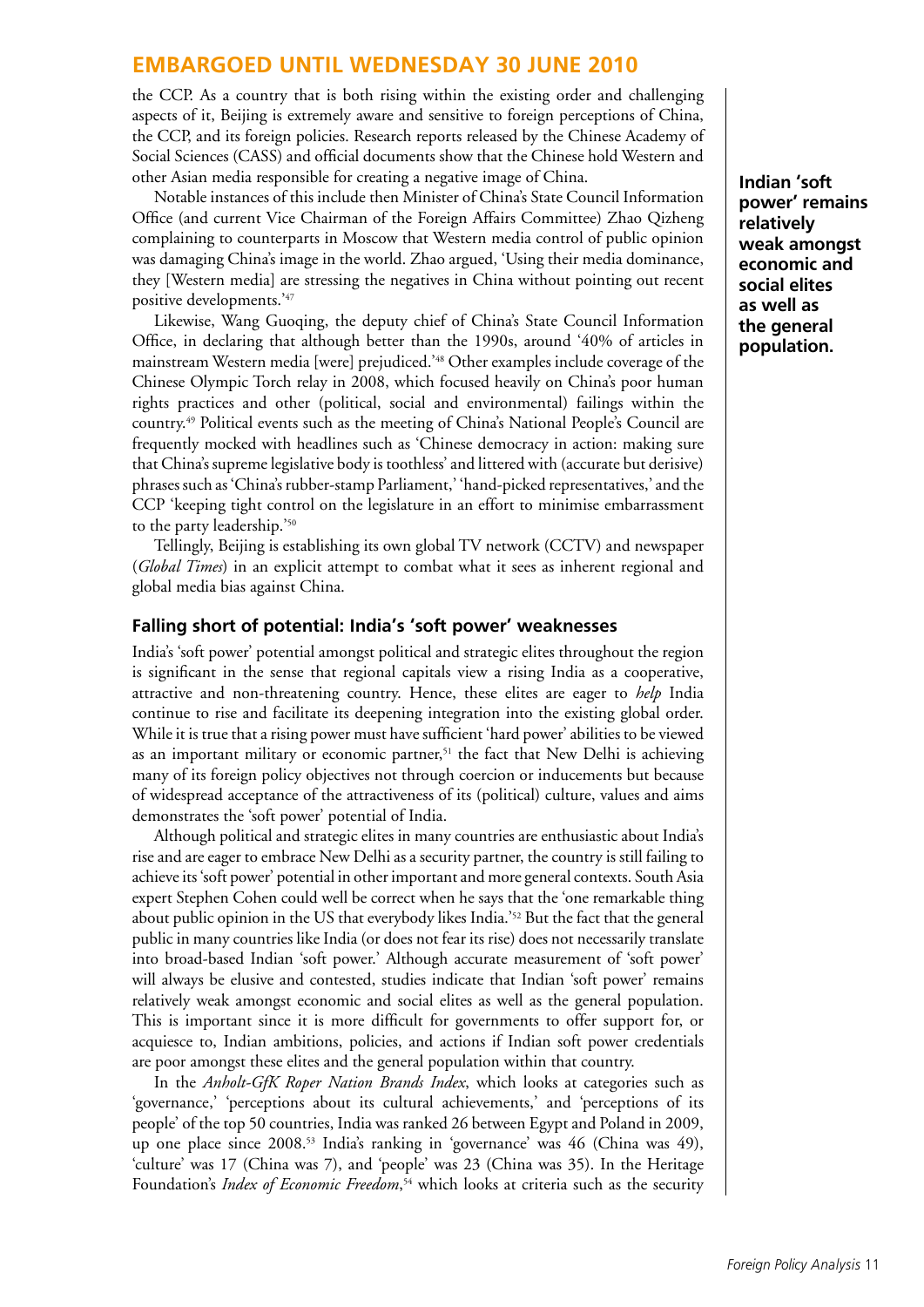the CCP. As a country that is both rising within the existing order and challenging aspects of it, Beijing is extremely aware and sensitive to foreign perceptions of China, the CCP, and its foreign policies. Research reports released by the Chinese Academy of Social Sciences (CASS) and official documents show that the Chinese hold Western and other Asian media responsible for creating a negative image of China.

Notable instances of this include then Minister of China's State Council Information Office (and current Vice Chairman of the Foreign Affairs Committee) Zhao Qizheng complaining to counterparts in Moscow that Western media control of public opinion was damaging China's image in the world. Zhao argued, 'Using their media dominance, they [Western media] are stressing the negatives in China without pointing out recent positive developments.'[47]

Likewise, Wang Guoqing, the deputy chief of China's State Council Information Office, in declaring that although better than the 1990s, around '40% of articles in mainstream Western media [were] prejudiced.'[48] Other examples include coverage of the Chinese Olympic Torch relay in 2008, which focused heavily on China's poor human rights practices and other (political, social and environmental) failings within the country.[49] Political events such as the meeting of China's National People's Council are frequently mocked with headlines such as 'Chinese democracy in action: making sure that China's supreme legislative body is toothless' and littered with (accurate but derisive) phrases such as 'China's rubber-stamp Parliament,' 'hand-picked representatives,' and the CCP 'keeping tight control on the legislature in an effort to minimise embarrassment to the party leadership.'[50]

Tellingly, Beijing is establishing its own global TV network (CCTV) and newspaper (*Global Times*) in an explicit attempt to combat what it sees as inherent regional and global media bias against China.

## Falling short of potential: India's 'soft power' weaknesses

India's 'soft power' potential amongst political and strategic elites throughout the region is significant in the sense that regional capitals view a rising India as a cooperative, attractive and non-threatening country. Hence, these elites are eager to *help* India continue to rise and facilitate its deepening integration into the existing global order. While it is true that a rising power must have sufficient 'hard power' abilities to be viewed as an important military or economic partner,[51] the fact that New Delhi is achieving many of its foreign policy objectives not through coercion or inducements but because of widespread acceptance of the attractiveness of its (political) culture, values and aims demonstrates the 'soft power' potential of India.

Although political and strategic elites in many countries are enthusiastic about India's rise and are eager to embrace New Delhi as a security partner, the country is still failing to achieve its 'soft power' potential in other important and more general contexts. South Asia expert Stephen Cohen could well be correct when he says that the 'one remarkable thing about public opinion in the US that everybody likes India.'[52] But the fact that the general public in many countries like India (or does not fear its rise) does not necessarily translate into broad-based Indian 'soft power.' Although accurate measurement of 'soft power' will always be elusive and contested, studies indicate that Indian 'soft power' remains relatively weak amongst economic and social elites as well as the general population. This is important since it is more difficult for governments to offer support for, or acquiesce to, Indian ambitions, policies, and actions if Indian soft power credentials are poor amongst these elites and the general population within that country.

**Indian 'soft power' remains relatively weak amongst economic and social elites as well as the general population.**

In the *Anholt-GfK Roper Nation Brands Index*, which looks at categories such as 'governance,' 'perceptions about its cultural achievements,' and 'perceptions of its people' of the top 50 countries, India was ranked 26 between Egypt and Poland in 2009, up one place since 2008.[53] India's ranking in 'governance' was 46 (China was 49), 'culture' was 17 (China was 7), and 'people' was 23 (China was 35). In the Heritage Foundation's *Index of Economic Freedom*,[54] which looks at criteria such as the security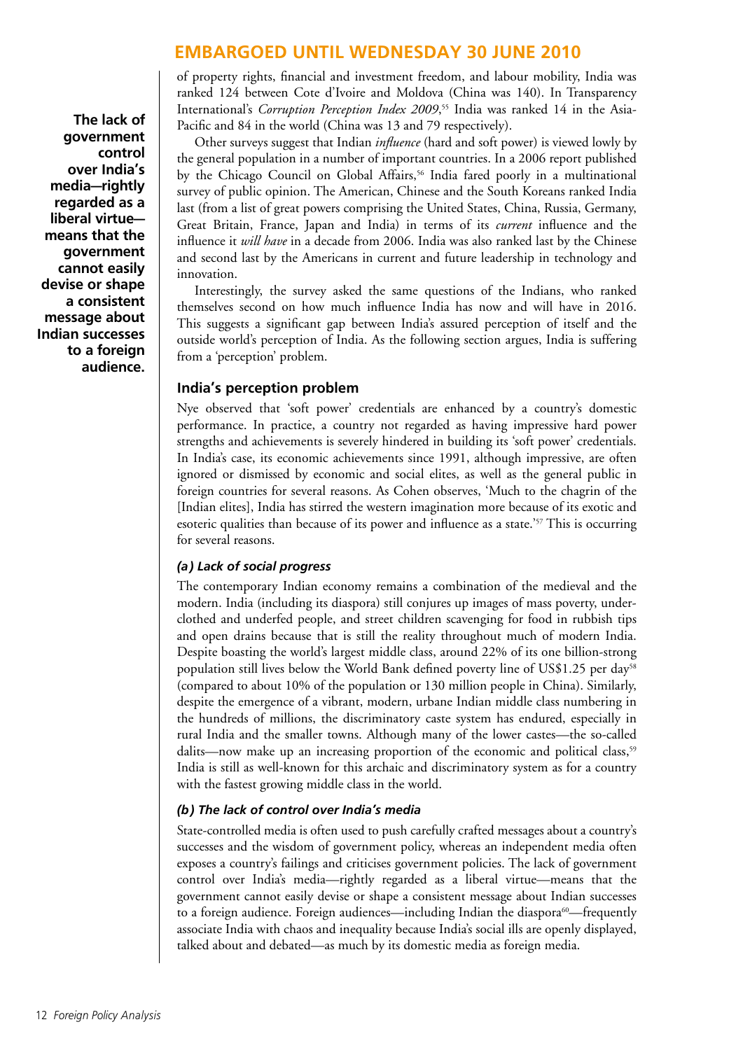**EMBARGOED UNTIL WEDNESDAY 30 JUNE 2010**

of property rights, financial and investment freedom, and labour mobility, India was ranked 124 between Cote d'Ivoire and Moldova (China was 140). In Transparency International's *Corruption Perception Index 2009*,[55] India was ranked 14 in the Asia-Pacific and 84 in the world (China was 13 and 79 respectively).

**The lack of government control over India's media—rightly regarded as a liberal virtue—means that the government cannot easily devise or shape a consistent message about Indian successes to a foreign audience.**

Other surveys suggest that Indian *influence* (hard and soft power) is viewed lowly by the general population in a number of important countries. In a 2006 report published by the Chicago Council on Global Affairs,[56] India fared poorly in a multinational survey of public opinion. The American, Chinese and the South Koreans ranked India last (from a list of great powers comprising the United States, China, Russia, Germany, Great Britain, France, Japan and India) in terms of its *current* influence and the influence it *will have* in a decade from 2006. India was also ranked last by the Chinese and second last by the Americans in current and future leadership in technology and innovation.

Interestingly, the survey asked the same questions of the Indians, who ranked themselves second on how much influence India has now and will have in 2016. This suggests a significant gap between India's assured perception of itself and the outside world's perception of India. As the following section argues, India is suffering from a 'perception' problem.

### India's perception problem

Nye observed that 'soft power' credentials are enhanced by a country's domestic performance. In practice, a country not regarded as having impressive hard power strengths and achievements is severely hindered in building its 'soft power' credentials. In India's case, its economic achievements since 1991, although impressive, are often ignored or dismissed by economic and social elites, as well as the general public in foreign countries for several reasons. As Cohen observes, 'Much to the chagrin of the [Indian elites], India has stirred the western imagination more because of its exotic and esoteric qualities than because of its power and influence as a state.'[57] This is occurring for several reasons.

#### *(a) Lack of social progress*

The contemporary Indian economy remains a combination of the medieval and the modern. India (including its diaspora) still conjures up images of mass poverty, under-clothed and underfed people, and street children scavenging for food in rubbish tips and open drains because that is still the reality throughout much of modern India. Despite boasting the world's largest middle class, around 22% of its one billion-strong population still lives below the World Bank defined poverty line of US$1.25 per day[58] (compared to about 10% of the population or 130 million people in China). Similarly, despite the emergence of a vibrant, modern, urbane Indian middle class numbering in the hundreds of millions, the discriminatory caste system has endured, especially in rural India and the smaller towns. Although many of the lower castes—the so-called dalits—now make up an increasing proportion of the economic and political class,[59] India is still as well-known for this archaic and discriminatory system as for a country with the fastest growing middle class in the world.

#### *(b) The lack of control over India's media*

State-controlled media is often used to push carefully crafted messages about a country's successes and the wisdom of government policy, whereas an independent media often exposes a country's failings and criticises government policies. The lack of government control over India's media—rightly regarded as a liberal virtue—means that the government cannot easily devise or shape a consistent message about Indian successes to a foreign audience. Foreign audiences—including Indian the diaspora[60]—frequently associate India with chaos and inequality because India's social ills are openly displayed, talked about and debated—as much by its domestic media as foreign media.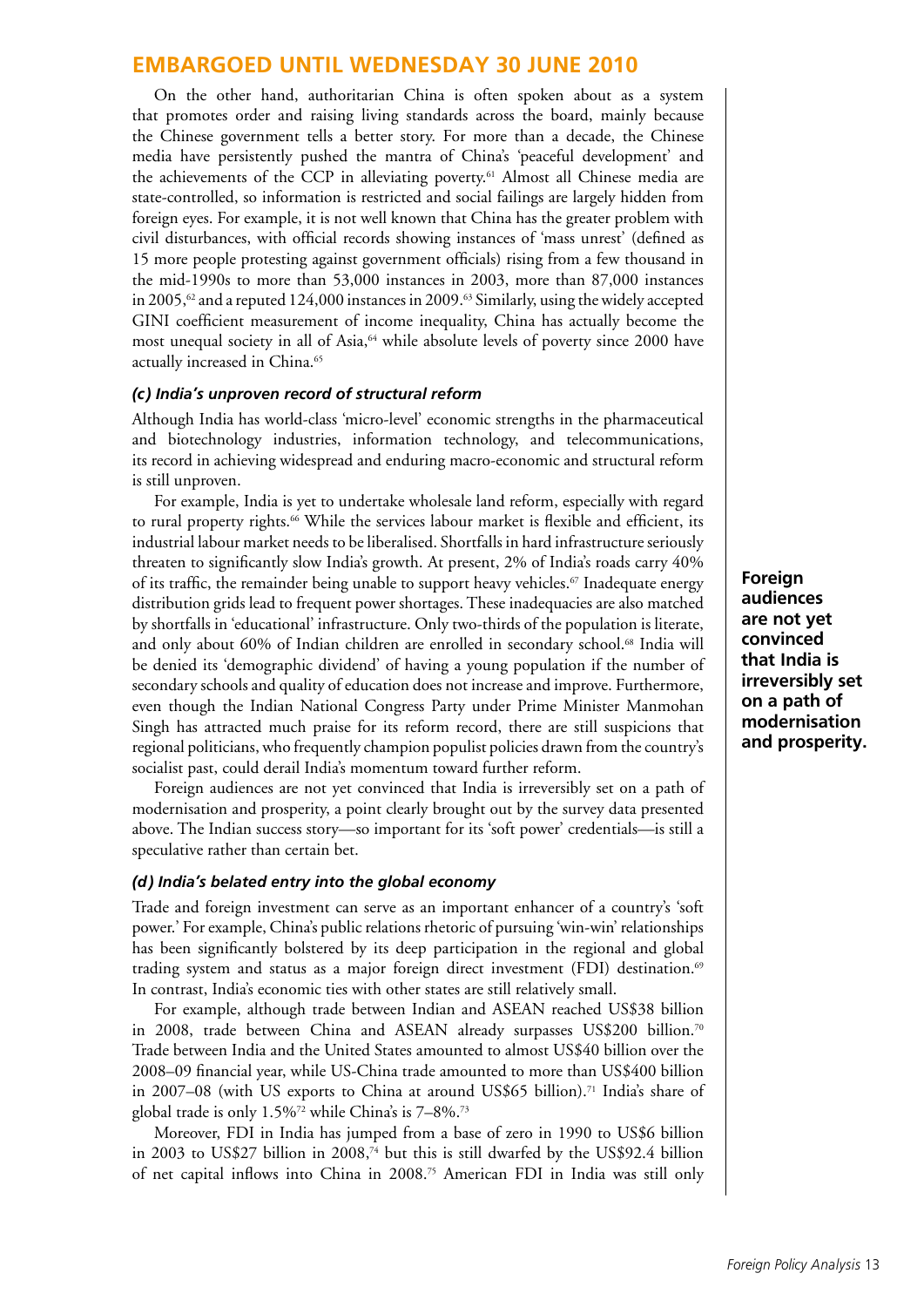On the other hand, authoritarian China is often spoken about as a system that promotes order and raising living standards across the board, mainly because the Chinese government tells a better story. For more than a decade, the Chinese media have persistently pushed the mantra of China's 'peaceful development' and the achievements of the CCP in alleviating poverty.[61] Almost all Chinese media are state-controlled, so information is restricted and social failings are largely hidden from foreign eyes. For example, it is not well known that China has the greater problem with civil disturbances, with official records showing instances of 'mass unrest' (defined as 15 more people protesting against government officials) rising from a few thousand in the mid-1990s to more than 53,000 instances in 2003, more than 87,000 instances in 2005,[62] and a reputed 124,000 instances in 2009.[63] Similarly, using the widely accepted GINI coefficient measurement of income inequality, China has actually become the most unequal society in all of Asia,[64] while absolute levels of poverty since 2000 have actually increased in China.[65]

### *(c) India's unproven record of structural reform*

Although India has world-class 'micro-level' economic strengths in the pharmaceutical and biotechnology industries, information technology, and telecommunications, its record in achieving widespread and enduring macro-economic and structural reform is still unproven.

For example, India is yet to undertake wholesale land reform, especially with regard to rural property rights.[66] While the services labour market is flexible and efficient, its industrial labour market needs to be liberalised. Shortfalls in hard infrastructure seriously threaten to significantly slow India's growth. At present, 2% of India's roads carry 40% of its traffic, the remainder being unable to support heavy vehicles.[67] Inadequate energy distribution grids lead to frequent power shortages. These inadequacies are also matched by shortfalls in 'educational' infrastructure. Only two-thirds of the population is literate, and only about 60% of Indian children are enrolled in secondary school.[68] India will be denied its 'demographic dividend' of having a young population if the number of secondary schools and quality of education does not increase and improve. Furthermore, even though the Indian National Congress Party under Prime Minister Manmohan Singh has attracted much praise for its reform record, there are still suspicions that regional politicians, who frequently champion populist policies drawn from the country's socialist past, could derail India's momentum toward further reform.

**Foreign audiences are not yet convinced that India is irreversibly set on a path of modernisation and prosperity.**

Foreign audiences are not yet convinced that India is irreversibly set on a path of modernisation and prosperity, a point clearly brought out by the survey data presented above. The Indian success story—so important for its 'soft power' credentials—is still a speculative rather than certain bet.

### *(d) India's belated entry into the global economy*

Trade and foreign investment can serve as an important enhancer of a country's 'soft power.' For example, China's public relations rhetoric of pursuing 'win-win' relationships has been significantly bolstered by its deep participation in the regional and global trading system and status as a major foreign direct investment (FDI) destination.[69] In contrast, India's economic ties with other states are still relatively small.

For example, although trade between Indian and ASEAN reached US$38 billion in 2008, trade between China and ASEAN already surpasses US$200 billion.[70] Trade between India and the United States amounted to almost US$40 billion over the 2008–09 financial year, while US-China trade amounted to more than US$400 billion in 2007–08 (with US exports to China at around US$65 billion).[71] India's share of global trade is only 1.5%[72] while China's is 7–8%.[73]

Moreover, FDI in India has jumped from a base of zero in 1990 to US$6 billion in 2003 to US$27 billion in 2008,[74] but this is still dwarfed by the US$92.4 billion of net capital inflows into China in 2008.[75] American FDI in India was still only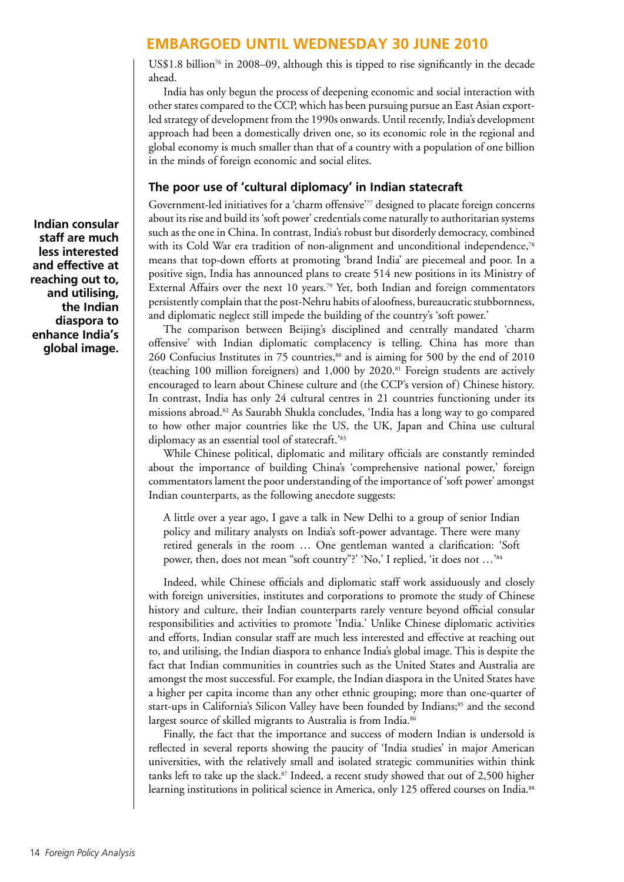EMBARGOED UNTIL WEDNESDAY 30 JUNE 2010

US$1.8 billion[76] in 2008–09, although this is tipped to rise significantly in the decade ahead.

India has only begun the process of deepening economic and social interaction with other states compared to the CCP, which has been pursuing pursue an East Asian export-led strategy of development from the 1990s onwards. Until recently, India's development approach had been a domestically driven one, so its economic role in the regional and global economy is much smaller than that of a country with a population of one billion in the minds of foreign economic and social elites.

## The poor use of 'cultural diplomacy' in Indian statecraft

**Indian consular staff are much less interested and effective at reaching out to, and utilising, the Indian diaspora to enhance India's global image.**

Government-led initiatives for a 'charm offensive'[77] designed to placate foreign concerns about its rise and build its 'soft power' credentials come naturally to authoritarian systems such as the one in China. In contrast, India's robust but disorderly democracy, combined with its Cold War era tradition of non-alignment and unconditional independence,[78] means that top-down efforts at promoting 'brand India' are piecemeal and poor. In a positive sign, India has announced plans to create 514 new positions in its Ministry of External Affairs over the next 10 years.[79] Yet, both Indian and foreign commentators persistently complain that the post-Nehru habits of aloofness, bureaucratic stubbornness, and diplomatic neglect still impede the building of the country's 'soft power.'

The comparison between Beijing's disciplined and centrally mandated 'charm offensive' with Indian diplomatic complacency is telling. China has more than 260 Confucius Institutes in 75 countries,[80] and is aiming for 500 by the end of 2010 (teaching 100 million foreigners) and 1,000 by 2020.[81] Foreign students are actively encouraged to learn about Chinese culture and (the CCP's version of) Chinese history. In contrast, India has only 24 cultural centres in 21 countries functioning under its missions abroad.[82] As Saurabh Shukla concludes, 'India has a long way to go compared to how other major countries like the US, the UK, Japan and China use cultural diplomacy as an essential tool of statecraft.'[83]

While Chinese political, diplomatic and military officials are constantly reminded about the importance of building China's 'comprehensive national power,' foreign commentators lament the poor understanding of the importance of 'soft power' amongst Indian counterparts, as the following anecdote suggests:

> A little over a year ago, I gave a talk in New Delhi to a group of senior Indian policy and military analysts on India's soft-power advantage. There were many retired generals in the room … One gentleman wanted a clarification: 'Soft power, then, does not mean "soft country"?' 'No,' I replied, 'it does not …'[84]

Indeed, while Chinese officials and diplomatic staff work assiduously and closely with foreign universities, institutes and corporations to promote the study of Chinese history and culture, their Indian counterparts rarely venture beyond official consular responsibilities and activities to promote 'India.' Unlike Chinese diplomatic activities and efforts, Indian consular staff are much less interested and effective at reaching out to, and utilising, the Indian diaspora to enhance India's global image. This is despite the fact that Indian communities in countries such as the United States and Australia are amongst the most successful. For example, the Indian diaspora in the United States have a higher per capita income than any other ethnic grouping; more than one-quarter of start-ups in California's Silicon Valley have been founded by Indians;[85] and the second largest source of skilled migrants to Australia is from India.[86]

Finally, the fact that the importance and success of modern Indian is undersold is reflected in several reports showing the paucity of 'India studies' in major American universities, with the relatively small and isolated strategic communities within think tanks left to take up the slack.[87] Indeed, a recent study showed that out of 2,500 higher learning institutions in political science in America, only 125 offered courses on India.[88]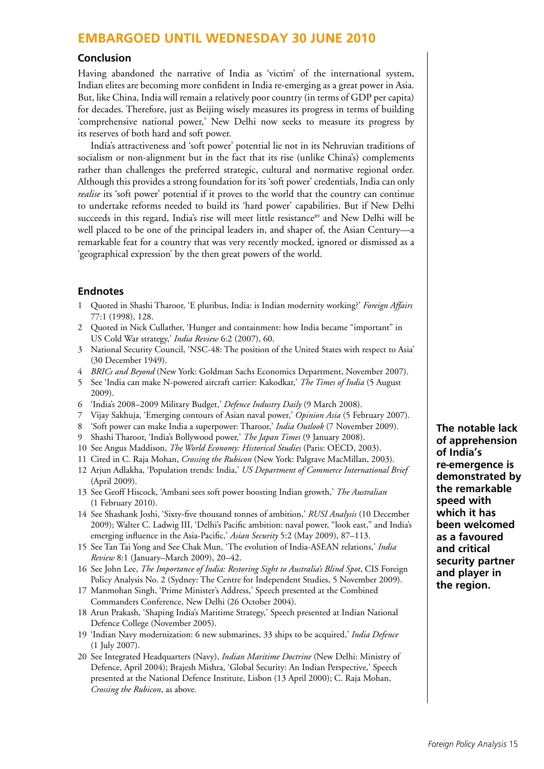**EMBARGOED UNTIL WEDNESDAY 30 JUNE 2010**

## Conclusion

Having abandoned the narrative of India as 'victim' of the international system, Indian elites are becoming more confident in India re-emerging as a great power in Asia. But, like China, India will remain a relatively poor country (in terms of GDP per capita) for decades. Therefore, just as Beijing wisely measures its progress in terms of building 'comprehensive national power,' New Delhi now seeks to measure its progress by its reserves of both hard and soft power.

India's attractiveness and 'soft power' potential lie not in its Nehruvian traditions of socialism or non-alignment but in the fact that its rise (unlike China's) complements rather than challenges the preferred strategic, cultural and normative regional order. Although this provides a strong foundation for its 'soft power' credentials, India can only *realise* its 'soft power' potential if it proves to the world that the country can continue to undertake reforms needed to build its 'hard power' capabilities. But if New Delhi succeeds in this regard, India's rise will meet little resistance[89] and New Delhi will be well placed to be one of the principal leaders in, and shaper of, the Asian Century—a remarkable feat for a country that was very recently mocked, ignored or dismissed as a 'geographical expression' by the then great powers of the world.

**The notable lack of apprehension of India's re-emergence is demonstrated by the remarkable speed with which it has been welcomed as a favoured and critical security partner and player in the region.**

## Endnotes

1. Quoted in Shashi Tharoor, 'E pluribus, India: is Indian modernity working?' *Foreign Affairs* 77:1 (1998), 128.
2. Quoted in Nick Cullather, 'Hunger and containment: how India became "important" in US Cold War strategy,' *India Review* 6:2 (2007), 60.
3. National Security Council, 'NSC-48: The position of the United States with respect to Asia' (30 December 1949).
4. *BRICs and Beyond* (New York: Goldman Sachs Economics Department, November 2007).
5. See 'India can make N-powered aircraft carrier: Kakodkar,' *The Times of India* (5 August 2009).
6. 'India's 2008–2009 Military Budget,' *Defence Industry Daily* (9 March 2008).
7. Vijay Sakhuja, 'Emerging contours of Asian naval power,' *Opinion Asia* (5 February 2007).
8. 'Soft power can make India a superpower: Tharoor,' *India Outlook* (7 November 2009).
9. Shashi Tharoor, 'India's Bollywood power,' *The Japan Times* (9 January 2008).
10. See Angus Maddison, *The World Economy: Historical Studies* (Paris: OECD, 2003).
11. Cited in C. Raja Mohan, *Crossing the Rubicon* (New York: Palgrave MacMillan, 2003).
12. Arjun Adlakha, 'Population trends: India,' *US Department of Commerce International Brief* (April 2009).
13. See Geoff Hiscock, 'Ambani sees soft power boosting Indian growth,' *The Australian* (1 February 2010).
14. See Shashank Joshi, 'Sixty-five thousand tonnes of ambition,' *RUSI Analysis* (10 December 2009); Walter C. Ladwig III, 'Delhi's Pacific ambition: naval power, "look east," and India's emerging influence in the Asia-Pacific,' *Asian Security* 5:2 (May 2009), 87–113.
15. See Tan Tai Yong and See Chak Mun, 'The evolution of India-ASEAN relations,' *India Review* 8:1 (January–March 2009), 20–42.
16. See John Lee, *The Importance of India: Restoring Sight to Australia's Blind Spot*, CIS Foreign Policy Analysis No. 2 (Sydney: The Centre for Independent Studies, 5 November 2009).
17. Manmohan Singh, 'Prime Minister's Address,' Speech presented at the Combined Commanders Conference, New Delhi (26 October 2004).
18. Arun Prakash, 'Shaping India's Maritime Strategy,' Speech presented at Indian National Defence College (November 2005).
19. 'Indian Navy modernization: 6 new submarines, 33 ships to be acquired,' *India Defence* (1 July 2007).
20. See Integrated Headquarters (Navy), *Indian Maritime Doctrine* (New Delhi: Ministry of Defence, April 2004); Brajesh Mishra, 'Global Security: An Indian Perspective,' Speech presented at the National Defence Institute, Lisbon (13 April 2000); C. Raja Mohan, *Crossing the Rubicon*, as above.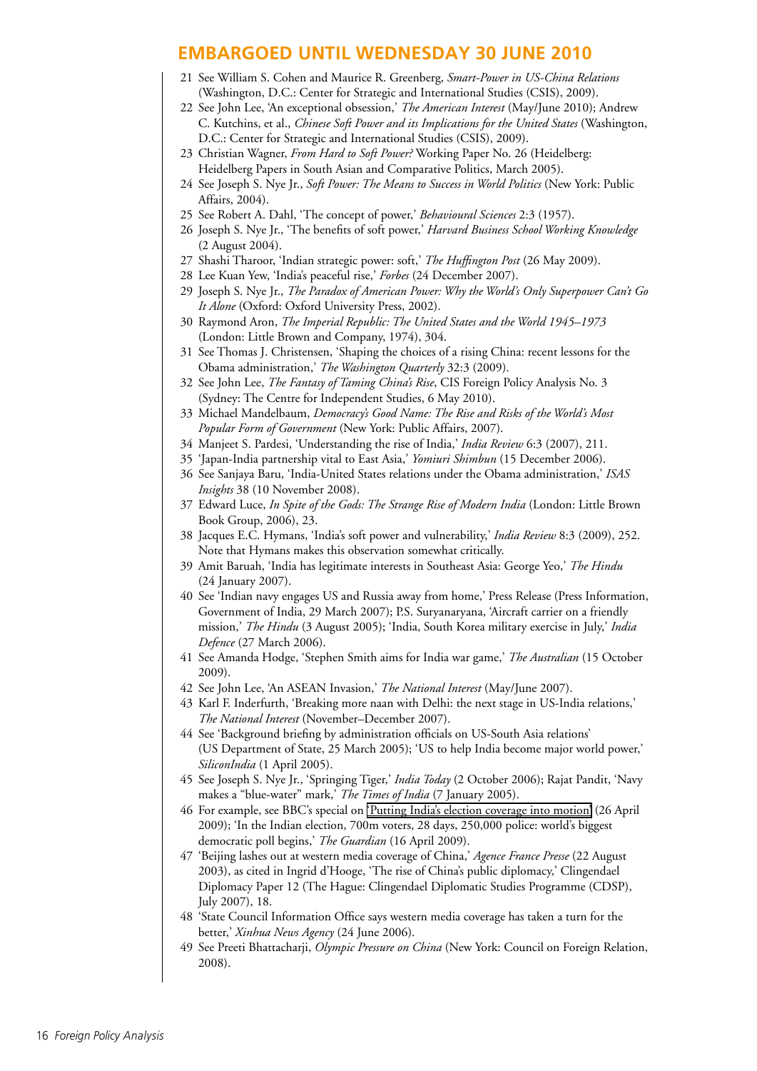**EMBARGOED UNTIL WEDNESDAY 30 JUNE 2010**

21 See William S. Cohen and Maurice R. Greenberg, *Smart-Power in US-China Relations* (Washington, D.C.: Center for Strategic and International Studies (CSIS), 2009).

22 See John Lee, 'An exceptional obsession,' *The American Interest* (May/June 2010); Andrew C. Kutchins, et al., *Chinese Soft Power and its Implications for the United States* (Washington, D.C.: Center for Strategic and International Studies (CSIS), 2009).

23 Christian Wagner, *From Hard to Soft Power?* Working Paper No. 26 (Heidelberg: Heidelberg Papers in South Asian and Comparative Politics, March 2005).

24 See Joseph S. Nye Jr., *Soft Power: The Means to Success in World Politics* (New York: Public Affairs, 2004).

25 See Robert A. Dahl, 'The concept of power,' *Behavioural Sciences* 2:3 (1957).

26 Joseph S. Nye Jr., 'The benefits of soft power,' *Harvard Business School Working Knowledge* (2 August 2004).

27 Shashi Tharoor, 'Indian strategic power: soft,' *The Huffington Post* (26 May 2009).

28 Lee Kuan Yew, 'India's peaceful rise,' *Forbes* (24 December 2007).

29 Joseph S. Nye Jr., *The Paradox of American Power: Why the World's Only Superpower Can't Go It Alone* (Oxford: Oxford University Press, 2002).

30 Raymond Aron, *The Imperial Republic: The United States and the World 1945–1973* (London: Little Brown and Company, 1974), 304.

31 See Thomas J. Christensen, 'Shaping the choices of a rising China: recent lessons for the Obama administration,' *The Washington Quarterly* 32:3 (2009).

32 See John Lee, *The Fantasy of Taming China's Rise*, CIS Foreign Policy Analysis No. 3 (Sydney: The Centre for Independent Studies, 6 May 2010).

33 Michael Mandelbaum, *Democracy's Good Name: The Rise and Risks of the World's Most Popular Form of Government* (New York: Public Affairs, 2007).

34 Manjeet S. Pardesi, 'Understanding the rise of India,' *India Review* 6:3 (2007), 211.

35 'Japan-India partnership vital to East Asia,' *Yomiuri Shimbun* (15 December 2006).

36 See Sanjaya Baru, 'India-United States relations under the Obama administration,' *ISAS Insights* 38 (10 November 2008).

37 Edward Luce, *In Spite of the Gods: The Strange Rise of Modern India* (London: Little Brown Book Group, 2006), 23.

38 Jacques E.C. Hymans, 'India's soft power and vulnerability,' *India Review* 8:3 (2009), 252. Note that Hymans makes this observation somewhat critically.

39 Amit Baruah, 'India has legitimate interests in Southeast Asia: George Yeo,' *The Hindu* (24 January 2007).

40 See 'Indian navy engages US and Russia away from home,' Press Release (Press Information, Government of India, 29 March 2007); P.S. Suryanaryana, 'Aircraft carrier on a friendly mission,' *The Hindu* (3 August 2005); 'India, South Korea military exercise in July,' *India Defence* (27 March 2006).

41 See Amanda Hodge, 'Stephen Smith aims for India war game,' *The Australian* (15 October 2009).

42 See John Lee, 'An ASEAN Invasion,' *The National Interest* (May/June 2007).

43 Karl F. Inderfurth, 'Breaking more naan with Delhi: the next stage in US-India relations,' *The National Interest* (November–December 2007).

44 See 'Background briefing by administration officials on US-South Asia relations' (US Department of State, 25 March 2005); 'US to help India become major world power,' *SiliconIndia* (1 April 2005).

45 See Joseph S. Nye Jr., 'Springing Tiger,' *India Today* (2 October 2006); Rajat Pandit, 'Navy makes a "blue-water" mark,' *The Times of India* (7 January 2005).

46 For example, see BBC's special on 'Putting India's election coverage into motion' (26 April 2009); 'In the Indian election, 700m voters, 28 days, 250,000 police: world's biggest democratic poll begins,' *The Guardian* (16 April 2009).

47 'Beijing lashes out at western media coverage of China,' *Agence France Presse* (22 August 2003), as cited in Ingrid d'Hooge, 'The rise of China's public diplomacy,' Clingendael Diplomacy Paper 12 (The Hague: Clingendael Diplomatic Studies Programme (CDSP), July 2007), 18.

48 'State Council Information Office says western media coverage has taken a turn for the better,' *Xinhua News Agency* (24 June 2006).

49 See Preeti Bhattacharji, *Olympic Pressure on China* (New York: Council on Foreign Relation, 2008).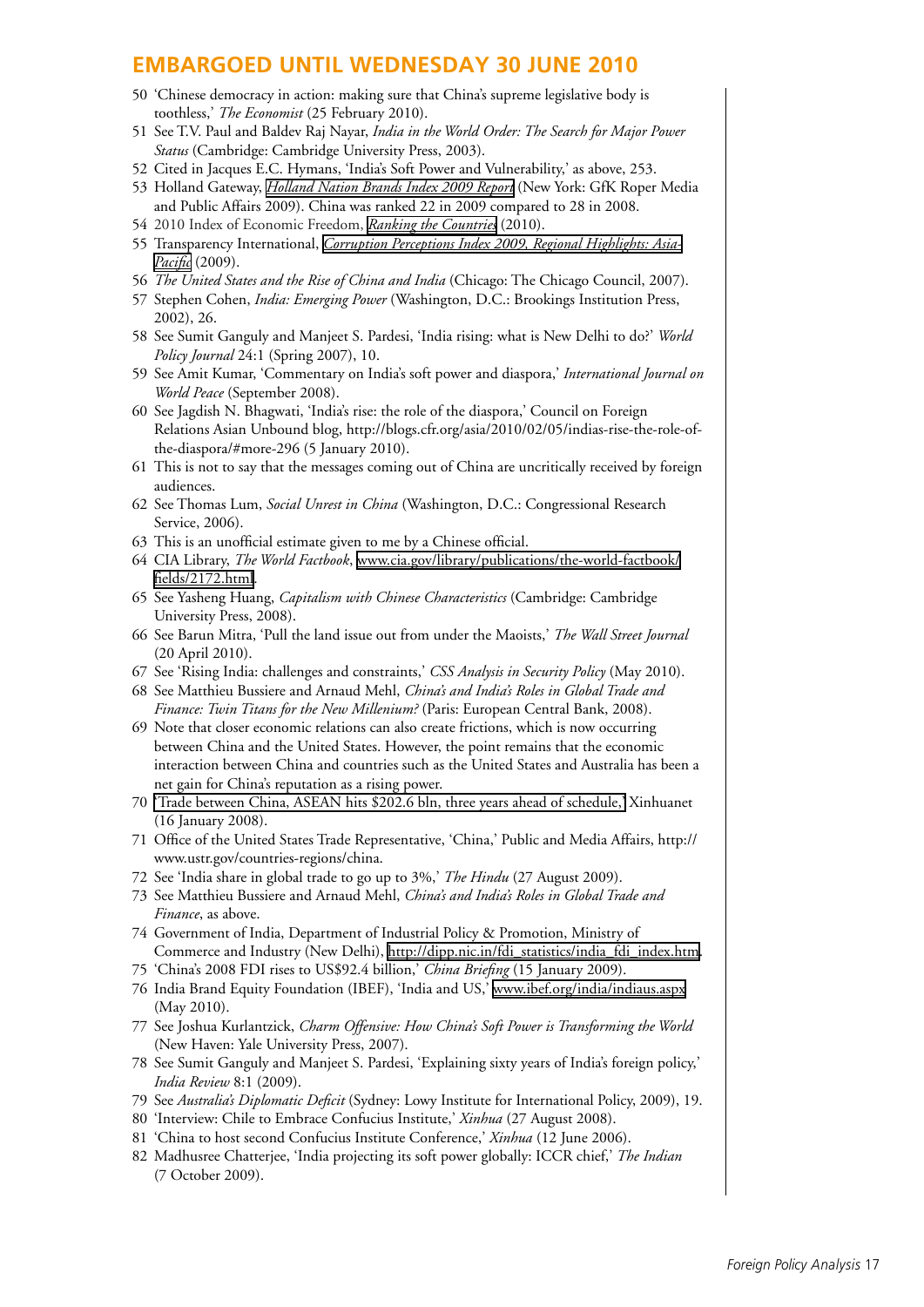**EMBARGOED UNTIL WEDNESDAY 30 JUNE 2010**

50 'Chinese democracy in action: making sure that China's supreme legislative body is toothless,' *The Economist* (25 February 2010).

51 See T.V. Paul and Baldev Raj Nayar, *India in the World Order: The Search for Major Power Status* (Cambridge: Cambridge University Press, 2003).

52 Cited in Jacques E.C. Hymans, 'India's Soft Power and Vulnerability,' as above, 253.

53 Holland Gateway, *Holland Nation Brands Index 2009 Report* (New York: GfK Roper Media and Public Affairs 2009). China was ranked 22 in 2009 compared to 28 in 2008.

54 2010 Index of Economic Freedom, *Ranking the Countries* (2010).

55 Transparency International, *Corruption Perceptions Index 2009, Regional Highlights: Asia-Pacific* (2009).

56 *The United States and the Rise of China and India* (Chicago: The Chicago Council, 2007).

57 Stephen Cohen, *India: Emerging Power* (Washington, D.C.: Brookings Institution Press, 2002), 26.

58 See Sumit Ganguly and Manjeet S. Pardesi, 'India rising: what is New Delhi to do?' *World Policy Journal* 24:1 (Spring 2007), 10.

59 See Amit Kumar, 'Commentary on India's soft power and diaspora,' *International Journal on World Peace* (September 2008).

60 See Jagdish N. Bhagwati, 'India's rise: the role of the diaspora,' Council on Foreign Relations Asian Unbound blog, http://blogs.cfr.org/asia/2010/02/05/indias-rise-the-role-of-the-diaspora/#more-296 (5 January 2010).

61 This is not to say that the messages coming out of China are uncritically received by foreign audiences.

62 See Thomas Lum, *Social Unrest in China* (Washington, D.C.: Congressional Research Service, 2006).

63 This is an unofficial estimate given to me by a Chinese official.

64 CIA Library, *The World Factbook*, www.cia.gov/library/publications/the-world-factbook/fields/2172.html.

65 See Yasheng Huang, *Capitalism with Chinese Characteristics* (Cambridge: Cambridge University Press, 2008).

66 See Barun Mitra, 'Pull the land issue out from under the Maoists,' *The Wall Street Journal* (20 April 2010).

67 See 'Rising India: challenges and constraints,' *CSS Analysis in Security Policy* (May 2010).

68 See Matthieu Bussiere and Arnaud Mehl, *China's and India's Roles in Global Trade and Finance: Twin Titans for the New Millenium?* (Paris: European Central Bank, 2008).

69 Note that closer economic relations can also create frictions, which is now occurring between China and the United States. However, the point remains that the economic interaction between China and countries such as the United States and Australia has been a net gain for China's reputation as a rising power.

70 'Trade between China, ASEAN hits $202.6 bln, three years ahead of schedule,' Xinhuanet (16 January 2008).

71 Office of the United States Trade Representative, 'China,' Public and Media Affairs, http://www.ustr.gov/countries-regions/china.

72 See 'India share in global trade to go up to 3%,' *The Hindu* (27 August 2009).

73 See Matthieu Bussiere and Arnaud Mehl, *China's and India's Roles in Global Trade and Finance*, as above.

74 Government of India, Department of Industrial Policy & Promotion, Ministry of Commerce and Industry (New Delhi), http://dipp.nic.in/fdi_statistics/india_fdi_index.htm.

75 'China's 2008 FDI rises to US$92.4 billion,' *China Briefing* (15 January 2009).

76 India Brand Equity Foundation (IBEF), 'India and US,' www.ibef.org/india/indiaus.aspx (May 2010).

77 See Joshua Kurlantzick, *Charm Offensive: How China's Soft Power is Transforming the World* (New Haven: Yale University Press, 2007).

78 See Sumit Ganguly and Manjeet S. Pardesi, 'Explaining sixty years of India's foreign policy,' *India Review* 8:1 (2009).

79 See *Australia's Diplomatic Deficit* (Sydney: Lowy Institute for International Policy, 2009), 19.

80 'Interview: Chile to Embrace Confucius Institute,' *Xinhua* (27 August 2008).

81 'China to host second Confucius Institute Conference,' *Xinhua* (12 June 2006).

82 Madhusree Chatterjee, 'India projecting its soft power globally: ICCR chief,' *The Indian* (7 October 2009).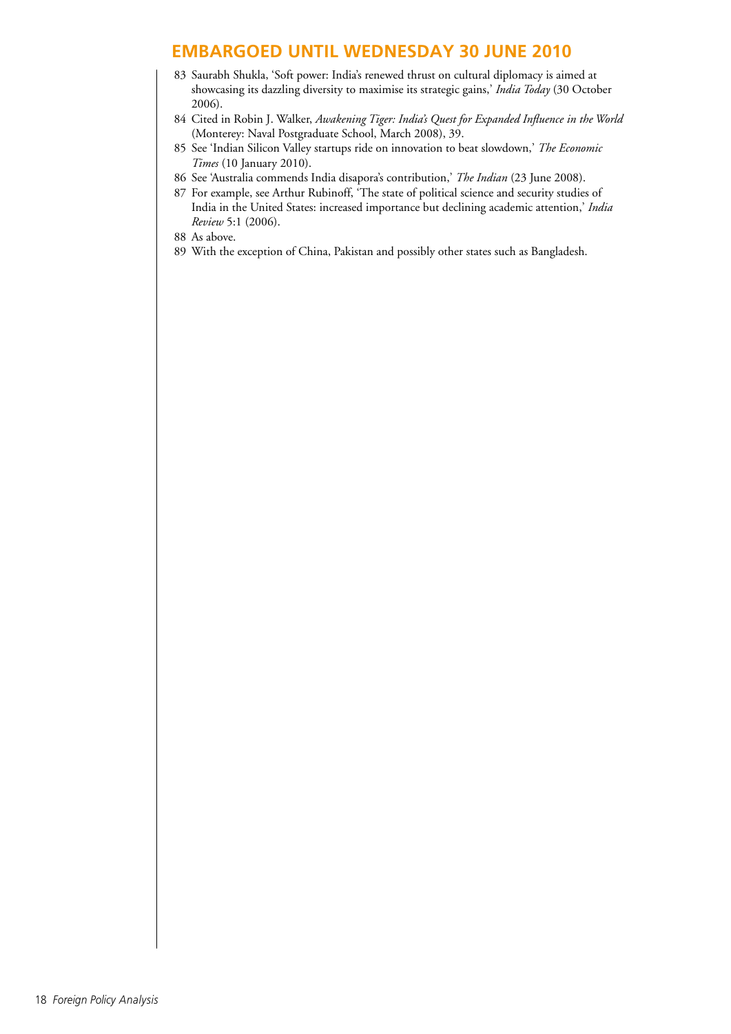**EMBARGOED UNTIL WEDNESDAY 30 JUNE 2010**

83 Saurabh Shukla, 'Soft power: India's renewed thrust on cultural diplomacy is aimed at showcasing its dazzling diversity to maximise its strategic gains,' *India Today* (30 October 2006).

84 Cited in Robin J. Walker, *Awakening Tiger: India's Quest for Expanded Influence in the World* (Monterey: Naval Postgraduate School, March 2008), 39.

85 See 'Indian Silicon Valley startups ride on innovation to beat slowdown,' *The Economic Times* (10 January 2010).

86 See 'Australia commends India disapora's contribution,' *The Indian* (23 June 2008).

87 For example, see Arthur Rubinoff, 'The state of political science and security studies of India in the United States: increased importance but declining academic attention,' *India Review* 5:1 (2006).

88 As above.

89 With the exception of China, Pakistan and possibly other states such as Bangladesh.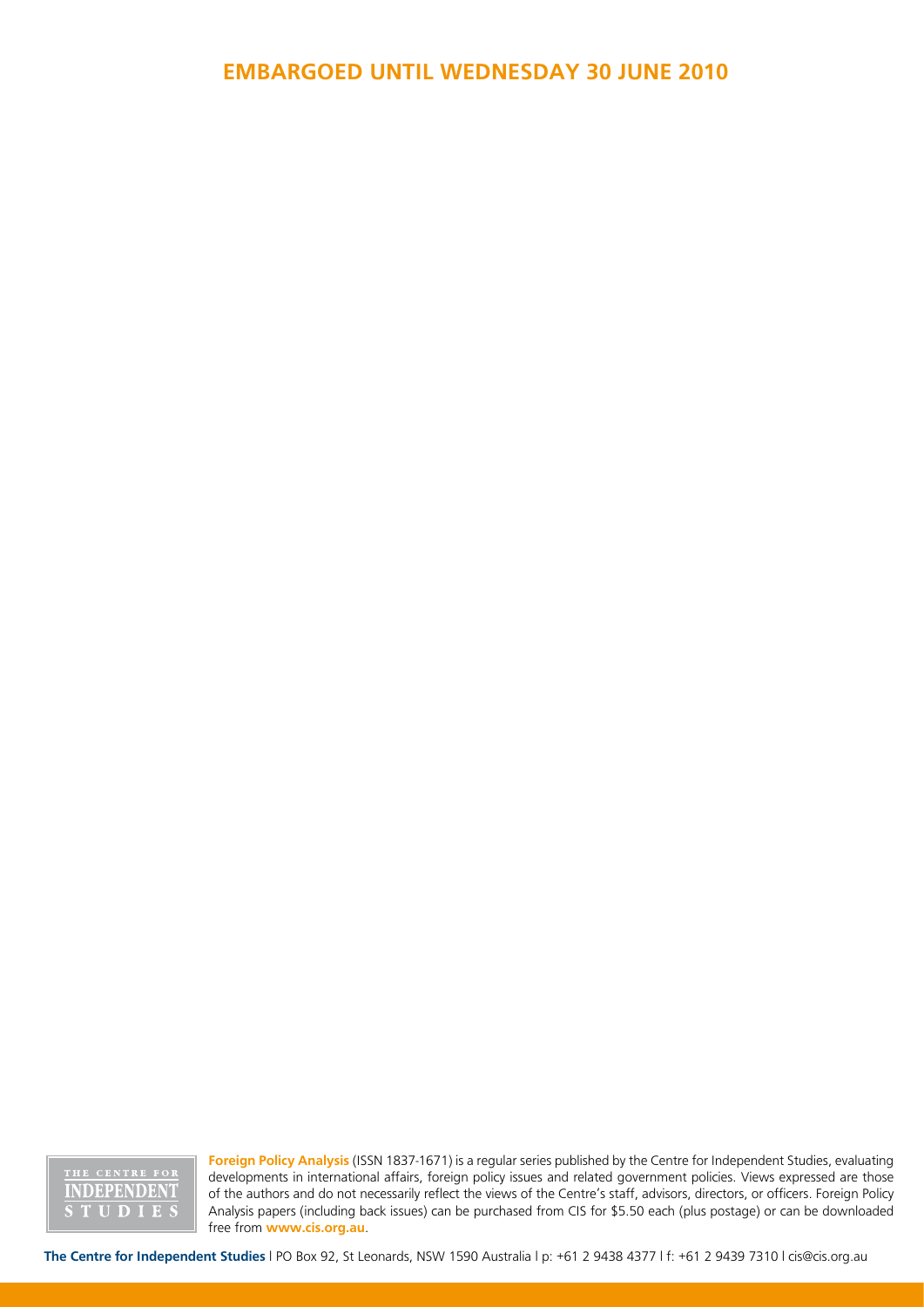**EMBARGOED UNTIL WEDNESDAY 30 JUNE 2010**

THE CENTRE FOR INDEPENDENT STUDIES

**Foreign Policy Analysis** (ISSN 1837-1671) is a regular series published by the Centre for Independent Studies, evaluating developments in international affairs, foreign policy issues and related government policies. Views expressed are those of the authors and do not necessarily reflect the views of the Centre's staff, advisors, directors, or officers. Foreign Policy Analysis papers (including back issues) can be purchased from CIS for $5.50 each (plus postage) or can be downloaded free from **www.cis.org.au**.

**The Centre for Independent Studies** | PO Box 92, St Leonards, NSW 1590 Australia | p: +61 2 9438 4377 | f: +61 2 9439 7310 | cis@cis.org.au